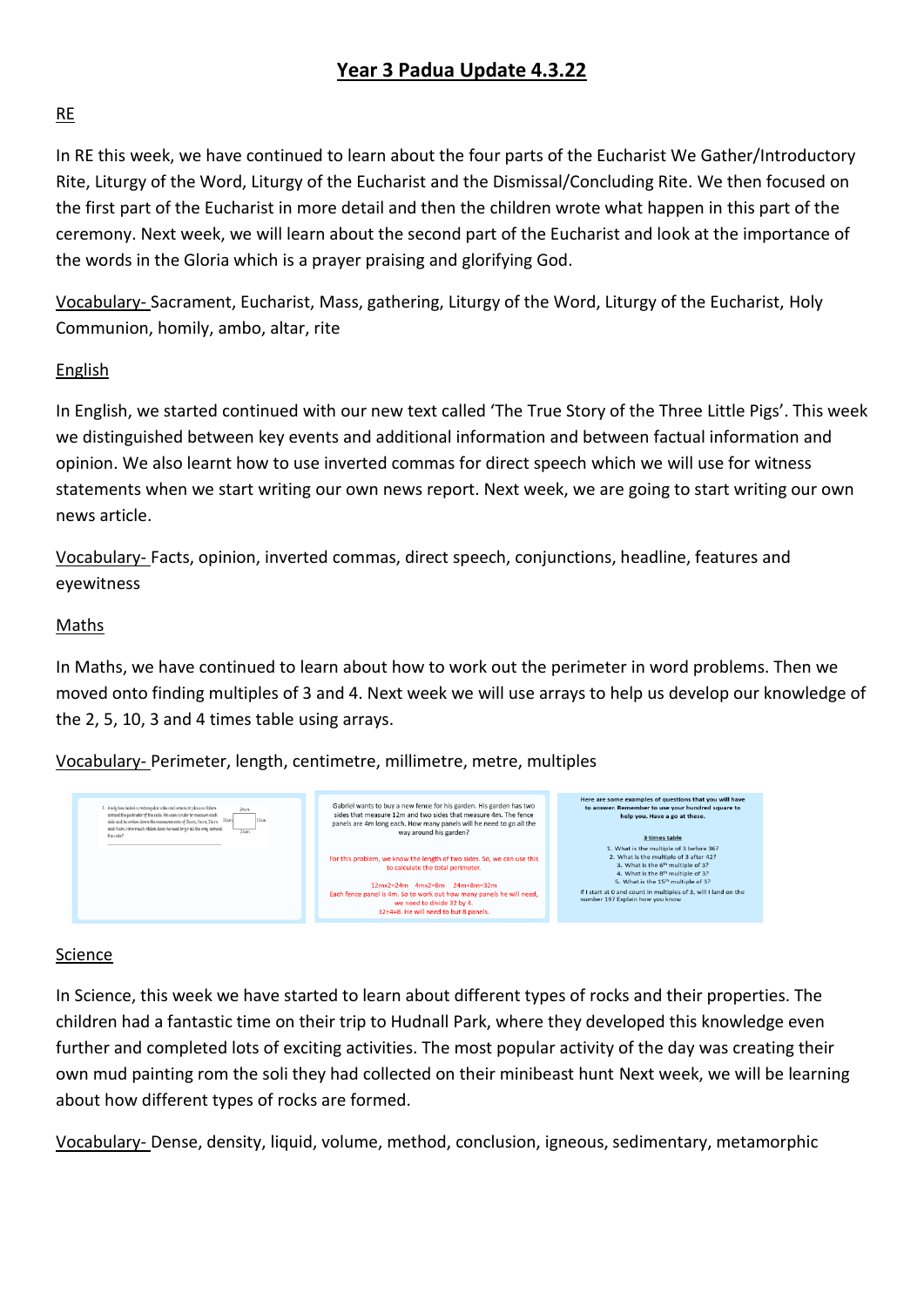# Year 3 Padua Update 4.3.22

## RE

In RE this week, we have continued to learn about the four parts of the Eucharist We Gather/Introductory Rite, Liturgy of the Word, Liturgy of the Eucharist and the Dismissal/Concluding Rite. We then focused on the first part of the Eucharist in more detail and then the children wrote what happen in this part of the ceremony. Next week, we will learn about the second part of the Eucharist and look at the importance of the words in the Gloria which is a prayer praising and glorifying God.

Vocabulary- Sacrament, Eucharist, Mass, gathering, Liturgy of the Word, Liturgy of the Eucharist, Holy Communion, homily, ambo, altar, rite

## English

In English, we started continued with our new text called 'The True Story of the Three Little Pigs'. This week we distinguished between key events and additional information and between factual information and opinion. We also learnt how to use inverted commas for direct speech which we will use for witness statements when we start writing our own news report. Next week, we are going to start writing our own news article.

Vocabulary- Facts, opinion, inverted commas, direct speech, conjunctions, headline, features and eyewitness

## Maths

In Maths, we have continued to learn about how to work out the perimeter in word problems. Then we moved onto finding multiples of 3 and 4. Next week we will use arrays to help us develop our knowledge of the 2, 5, 10, 3 and 4 times table using arrays.

Vocabulary- Perimeter, length, centimetre, millimetre, metre, multiples

3. Andy has baked a rectangular cake and wants to place a ribbon around the perimeter of the cake. He uses a ruler to measure each side and he writes down the measurements of 24cm, 14cm, 24cm and 14cm. How much ribbon does he need to go all the way around the cake?

Gabriel wants to buy a new fence for his garden. His garden has two sides that measure 12m and two sides that measure 4m. The fence panels are 4m long each. How many panels will he need to go all the way around his garden?

For this problem, we know the length of two sides. So, we can use this to calculate the total perimeter.

12mx2=24m 4mx2=8m 24m+8m=32m

Each fence panel is 4m. So to work out how many panels he will need, we need to divide 32 by 4.

32÷4=8. He will need to but 8 panels.

**Here are some examples of questions that you will have to answer. Remember to use your hundred square to help you. Have a go at these.**

**3 times table**

1. What is the multiple of 3 before 36?
2. What is the multiple of 3 after 42?
3. What is the 6th multiple of 3?
4. What is the 8th multiple of 3?
5. What is the 15th multiple of 3?

If I start at 0 and count in multiples of 3, will I land on the number 19? Explain how you know

## Science

In Science, this week we have started to learn about different types of rocks and their properties. The children had a fantastic time on their trip to Hudnall Park, where they developed this knowledge even further and completed lots of exciting activities. The most popular activity of the day was creating their own mud painting rom the soli they had collected on their minibeast hunt Next week, we will be learning about how different types of rocks are formed.

Vocabulary- Dense, density, liquid, volume, method, conclusion, igneous, sedimentary, metamorphic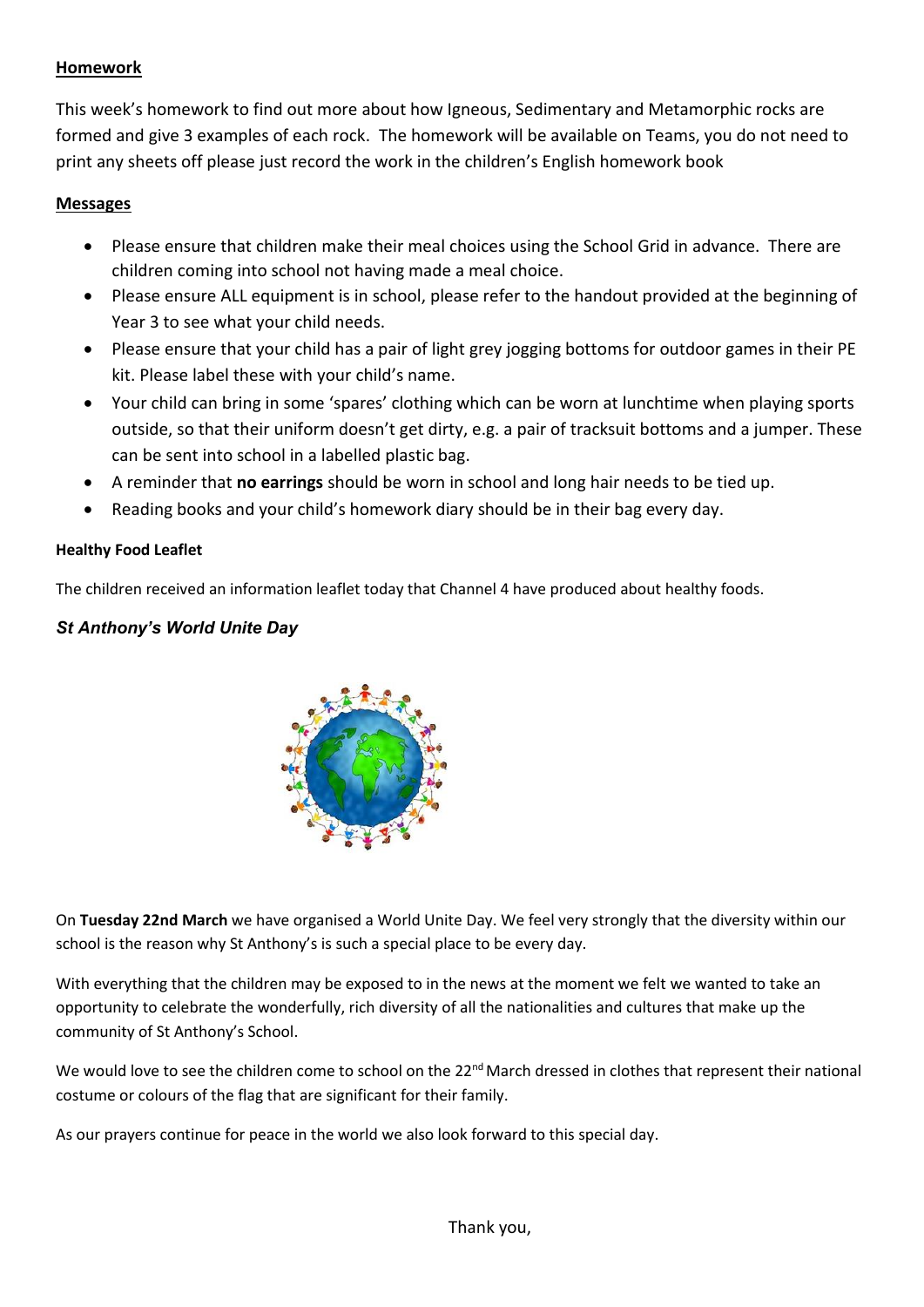## Homework

This week's homework to find out more about how Igneous, Sedimentary and Metamorphic rocks are formed and give 3 examples of each rock. The homework will be available on Teams, you do not need to print any sheets off please just record the work in the children's English homework book

## Messages

- Please ensure that children make their meal choices using the School Grid in advance. There are children coming into school not having made a meal choice.
- Please ensure ALL equipment is in school, please refer to the handout provided at the beginning of Year 3 to see what your child needs.
- Please ensure that your child has a pair of light grey jogging bottoms for outdoor games in their PE kit. Please label these with your child's name.
- Your child can bring in some 'spares' clothing which can be worn at lunchtime when playing sports outside, so that their uniform doesn't get dirty, e.g. a pair of tracksuit bottoms and a jumper. These can be sent into school in a labelled plastic bag.
- A reminder that **no earrings** should be worn in school and long hair needs to be tied up.
- Reading books and your child's homework diary should be in their bag every day.

### Healthy Food Leaflet

The children received an information leaflet today that Channel 4 have produced about healthy foods.

### *St Anthony's World Unite Day*

On **Tuesday 22nd March** we have organised a World Unite Day. We feel very strongly that the diversity within our school is the reason why St Anthony's is such a special place to be every day.

With everything that the children may be exposed to in the news at the moment we felt we wanted to take an opportunity to celebrate the wonderfully, rich diversity of all the nationalities and cultures that make up the community of St Anthony's School.

We would love to see the children come to school on the 22nd March dressed in clothes that represent their national costume or colours of the flag that are significant for their family.

As our prayers continue for peace in the world we also look forward to this special day.

Thank you,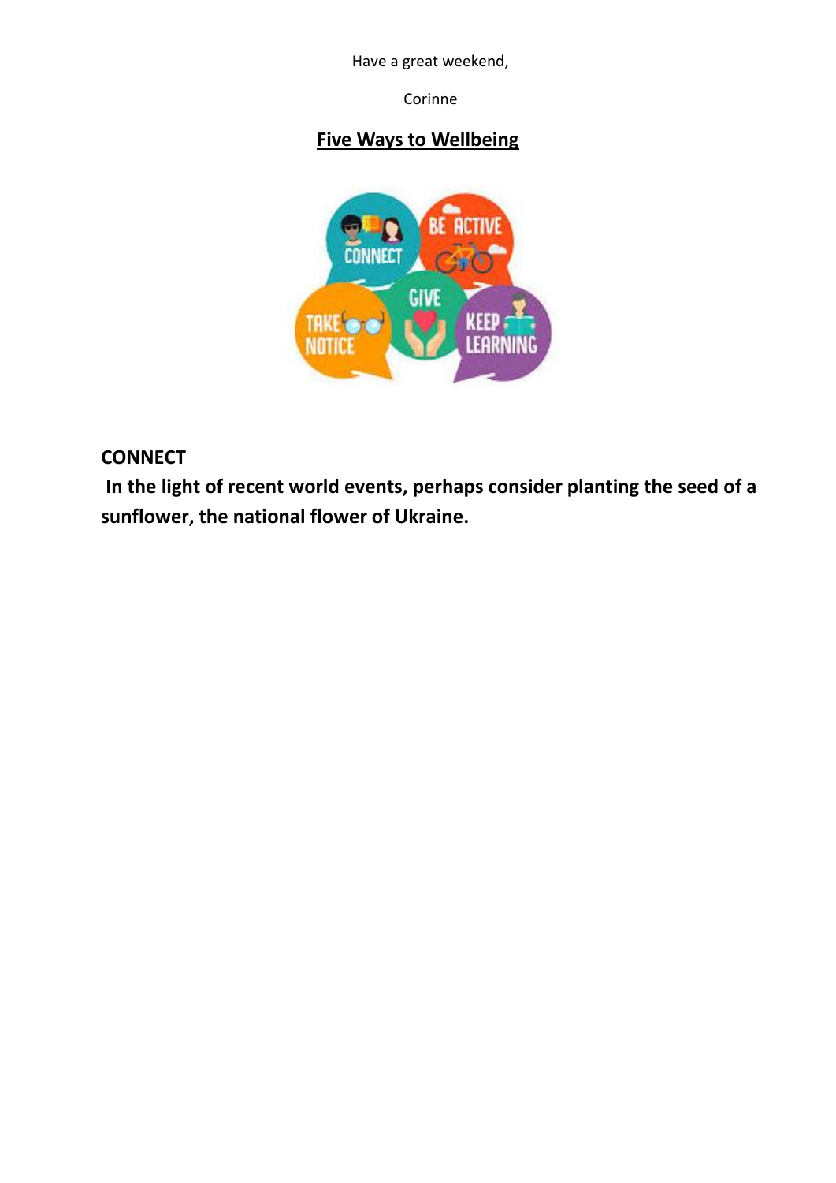Have a great weekend,

Corinne

## Five Ways to Wellbeing

CONNECT

BE ACTIVE

GIVE

TAKE NOTICE

KEEP LEARNING

**CONNECT**

**In the light of recent world events, perhaps consider planting the seed of a sunflower, the national flower of Ukraine.**